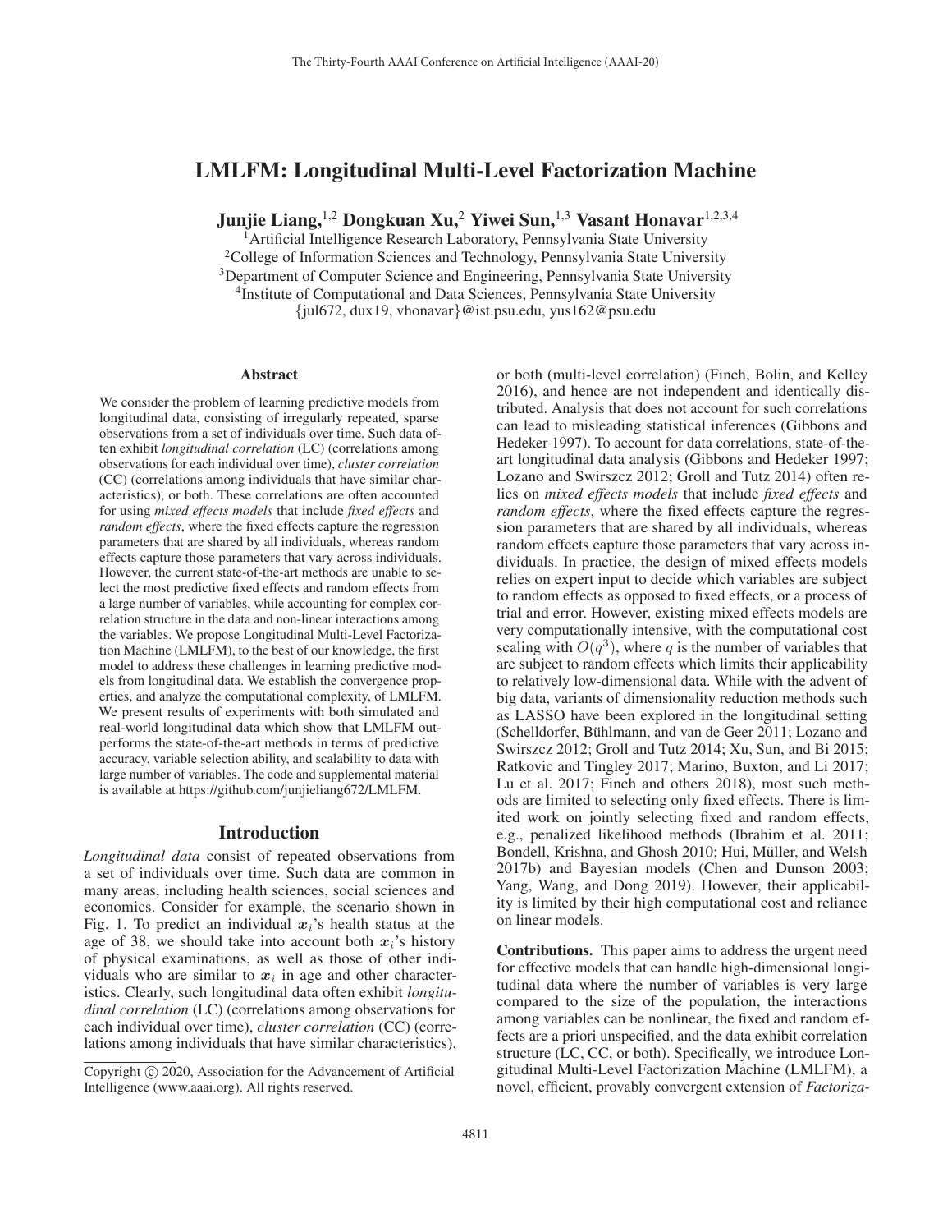# LMLFM: Longitudinal Multi-Level Factorization Machine

**Junjie Liang,[1,2] Dongkuan Xu,[2] Yiwei Sun,[1,3] Vasant Honavar[1,2,3,4]**

[1]Artificial Intelligence Research Laboratory, Pennsylvania State University
[2]College of Information Sciences and Technology, Pennsylvania State University
[3]Department of Computer Science and Engineering, Pennsylvania State University
[4]Institute of Computational and Data Sciences, Pennsylvania State University
{jul672, dux19, vhonavar}@ist.psu.edu, yus162@psu.edu

## Abstract

We consider the problem of learning predictive models from longitudinal data, consisting of irregularly repeated, sparse observations from a set of individuals over time. Such data often exhibit *longitudinal correlation* (LC) (correlations among observations for each individual over time), *cluster correlation* (CC) (correlations among individuals that have similar characteristics), or both. These correlations are often accounted for using *mixed effects models* that include *fixed effects* and *random effects*, where the fixed effects capture the regression parameters that are shared by all individuals, whereas random effects capture those parameters that vary across individuals. However, the current state-of-the-art methods are unable to select the most predictive fixed effects and random effects from a large number of variables, while accounting for complex correlation structure in the data and non-linear interactions among the variables. We propose Longitudinal Multi-Level Factorization Machine (LMLFM), to the best of our knowledge, the first model to address these challenges in learning predictive models from longitudinal data. We establish the convergence properties, and analyze the computational complexity, of LMLFM. We present results of experiments with both simulated and real-world longitudinal data which show that LMLFM outperforms the state-of-the-art methods in terms of predictive accuracy, variable selection ability, and scalability to data with large number of variables. The code and supplemental material is available at https://github.com/junjieliang672/LMLFM.

## Introduction

*Longitudinal data* consist of repeated observations from a set of individuals over time. Such data are common in many areas, including health sciences, social sciences and economics. Consider for example, the scenario shown in Fig. 1. To predict an individual $\boldsymbol{x}_i$'s health status at the age of 38, we should take into account both $\boldsymbol{x}_i$'s history of physical examinations, as well as those of other individuals who are similar to $\boldsymbol{x}_i$ in age and other characteristics. Clearly, such longitudinal data often exhibit *longitudinal correlation* (LC) (correlations among observations for each individual over time), *cluster correlation* (CC) (correlations among individuals that have similar characteristics), or both (multi-level correlation) (Finch, Bolin, and Kelley 2016), and hence are not independent and identically distributed. Analysis that does not account for such correlations can lead to misleading statistical inferences (Gibbons and Hedeker 1997). To account for data correlations, state-of-the-art longitudinal data analysis (Gibbons and Hedeker 1997; Lozano and Swirszcz 2012; Groll and Tutz 2014) often relies on *mixed effects models* that include *fixed effects* and *random effects*, where the fixed effects capture the regression parameters that are shared by all individuals, whereas random effects capture those parameters that vary across individuals. In practice, the design of mixed effects models relies on expert input to decide which variables are subject to random effects as opposed to fixed effects, or a process of trial and error. However, existing mixed effects models are very computationally intensive, with the computational cost scaling with $O(q^3)$, where $q$ is the number of variables that are subject to random effects which limits their applicability to relatively low-dimensional data. While with the advent of big data, variants of dimensionality reduction methods such as LASSO have been explored in the longitudinal setting (Schelldorfer, Bühlmann, and van de Geer 2011; Lozano and Swirszcz 2012; Groll and Tutz 2014; Xu, Sun, and Bi 2015; Ratkovic and Tingley 2017; Marino, Buxton, and Li 2017; Lu et al. 2017; Finch and others 2018), most such methods are limited to selecting only fixed effects. There is limited work on jointly selecting fixed and random effects, e.g., penalized likelihood methods (Ibrahim et al. 2011; Bondell, Krishna, and Ghosh 2010; Hui, Müller, and Welsh 2017b) and Bayesian models (Chen and Dunson 2003; Yang, Wang, and Dong 2019). However, their applicability is limited by their high computational cost and reliance on linear models.

**Contributions.** This paper aims to address the urgent need for effective models that can handle high-dimensional longitudinal data where the number of variables is very large compared to the size of the population, the interactions among variables can be nonlinear, the fixed and random effects are a priori unspecified, and the data exhibit correlation structure (LC, CC, or both). Specifically, we introduce Longitudinal Multi-Level Factorization Machine (LMLFM), a novel, efficient, provably convergent extension of *Factoriza-*

Copyright © 2020, Association for the Advancement of Artificial Intelligence (www.aaai.org). All rights reserved.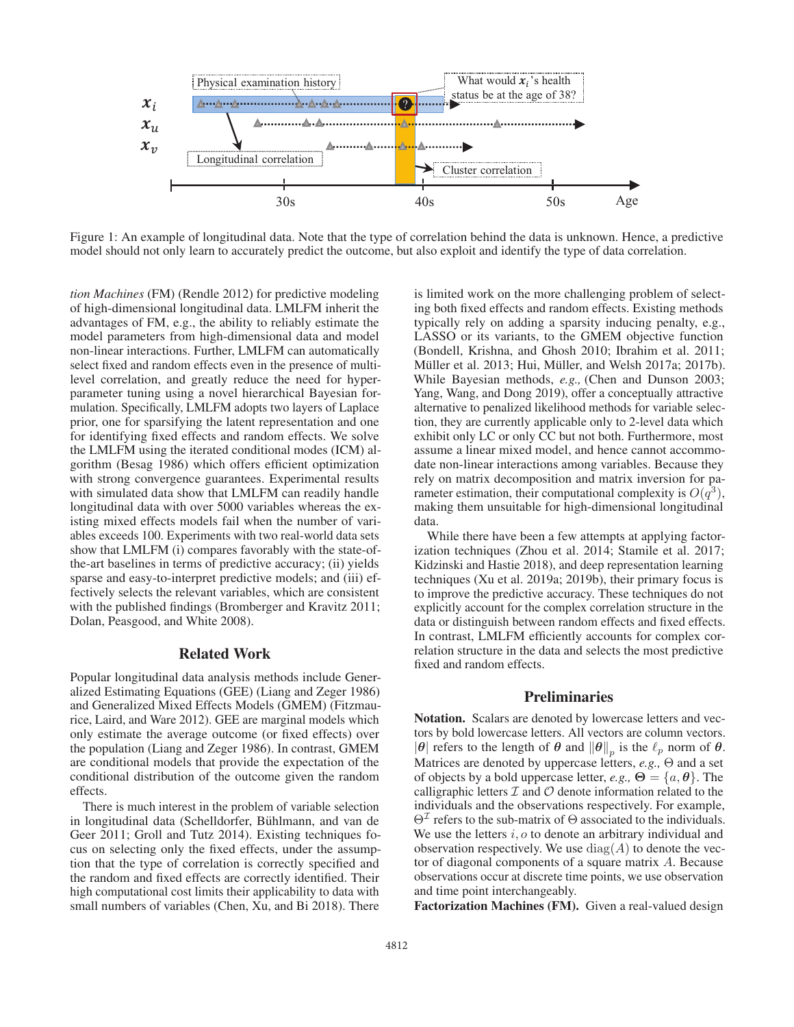Figure 1: An example of longitudinal data. Note that the type of correlation behind the data is unknown. Hence, a predictive model should not only learn to accurately predict the outcome, but also exploit and identify the type of data correlation.

*tion Machines* (FM) (Rendle 2012) for predictive modeling of high-dimensional longitudinal data. LMLFM inherit the advantages of FM, e.g., the ability to reliably estimate the model parameters from high-dimensional data and model non-linear interactions. Further, LMLFM can automatically select fixed and random effects even in the presence of multi-level correlation, and greatly reduce the need for hyper-parameter tuning using a novel hierarchical Bayesian formulation. Specifically, LMLFM adopts two layers of Laplace prior, one for sparsifying the latent representation and one for identifying fixed effects and random effects. We solve the LMLFM using the iterated conditional modes (ICM) algorithm (Besag 1986) which offers efficient optimization with strong convergence guarantees. Experimental results with simulated data show that LMLFM can readily handle longitudinal data with over 5000 variables whereas the existing mixed effects models fail when the number of variables exceeds 100. Experiments with two real-world data sets show that LMLFM (i) compares favorably with the state-of-the-art baselines in terms of predictive accuracy; (ii) yields sparse and easy-to-interpret predictive models; and (iii) effectively selects the relevant variables, which are consistent with the published findings (Bromberger and Kravitz 2011; Dolan, Peasgood, and White 2008).

## Related Work

Popular longitudinal data analysis methods include Generalized Estimating Equations (GEE) (Liang and Zeger 1986) and Generalized Mixed Effects Models (GMEM) (Fitzmaurice, Laird, and Ware 2012). GEE are marginal models which only estimate the average outcome (or fixed effects) over the population (Liang and Zeger 1986). In contrast, GMEM are conditional models that provide the expectation of the conditional distribution of the outcome given the random effects.

There is much interest in the problem of variable selection in longitudinal data (Schelldorfer, Bühlmann, and van de Geer 2011; Groll and Tutz 2014). Existing techniques focus on selecting only the fixed effects, under the assumption that the type of correlation is correctly specified and the random and fixed effects are correctly identified. Their high computational cost limits their applicability to data with small numbers of variables (Chen, Xu, and Bi 2018). There is limited work on the more challenging problem of selecting both fixed effects and random effects. Existing methods typically rely on adding a sparsity inducing penalty, e.g., LASSO or its variants, to the GMEM objective function (Bondell, Krishna, and Ghosh 2010; Ibrahim et al. 2011; Müller et al. 2013; Hui, Müller, and Welsh 2017a; 2017b). While Bayesian methods, *e.g.,* (Chen and Dunson 2003; Yang, Wang, and Dong 2019), offer a conceptually attractive alternative to penalized likelihood methods for variable selection, they are currently applicable only to 2-level data which exhibit only LC or only CC but not both. Furthermore, most assume a linear mixed model, and hence cannot accommodate non-linear interactions among variables. Because they rely on matrix decomposition and matrix inversion for parameter estimation, their computational complexity is $O(q^3)$, making them unsuitable for high-dimensional longitudinal data.

While there have been a few attempts at applying factorization techniques (Zhou et al. 2014; Stamile et al. 2017; Kidzinski and Hastie 2018), and deep representation learning techniques (Xu et al. 2019a; 2019b), their primary focus is to improve the predictive accuracy. These techniques do not explicitly account for the complex correlation structure in the data or distinguish between random effects and fixed effects. In contrast, LMLFM efficiently accounts for complex correlation structure in the data and selects the most predictive fixed and random effects.

## Preliminaries

**Notation.** Scalars are denoted by lowercase letters and vectors by bold lowercase letters. All vectors are column vectors. $|\boldsymbol{\theta}|$ refers to the length of $\boldsymbol{\theta}$ and $\|\boldsymbol{\theta}\|_p$ is the $\ell_p$ norm of $\boldsymbol{\theta}$. Matrices are denoted by uppercase letters, *e.g.,* $\Theta$ and a set of objects by a bold uppercase letter, *e.g.,* $\boldsymbol{\Theta} = \{a, \boldsymbol{\theta}\}$. The calligraphic letters $\mathcal{I}$ and $\mathcal{O}$ denote information related to the individuals and the observations respectively. For example, $\Theta^{\mathcal{I}}$ refers to the sub-matrix of $\Theta$ associated to the individuals. We use the letters $i, o$ to denote an arbitrary individual and observation respectively. We use $\operatorname{diag}(A)$ to denote the vector of diagonal components of a square matrix $A$. Because observations occur at discrete time points, we use observation and time point interchangeably.

**Factorization Machines (FM).** Given a real-valued design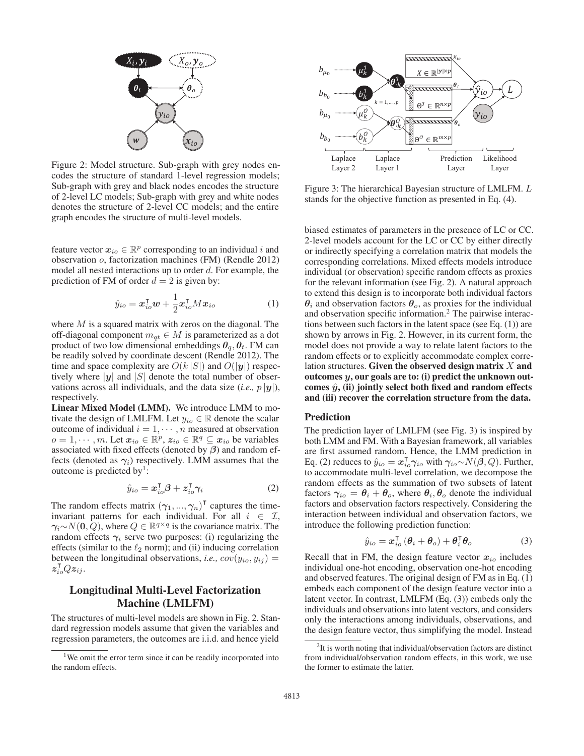Figure 2: Model structure. Sub-graph with grey nodes encodes the structure of standard 1-level regression models; Sub-graph with grey and black nodes encodes the structure of 2-level LC models; Sub-graph with grey and white nodes denotes the structure of 2-level CC models; and the entire graph encodes the structure of multi-level models.

feature vector $\boldsymbol{x}_{io} \in \mathbb{R}^p$ corresponding to an individual $i$ and observation $o$, factorization machines (FM) (Rendle 2012) model all nested interactions up to order $d$. For example, the prediction of FM of order $d = 2$ is given by:

$$\hat{y}_{io} = \boldsymbol{x}_{io}^\intercal \boldsymbol{w} + \frac{1}{2} \boldsymbol{x}_{io}^\intercal M \boldsymbol{x}_{io} \tag{1}$$

where $M$ is a squared matrix with zeros on the diagonal. The off-diagonal component $m_{qt} \in M$ is parameterized as a dot product of two low dimensional embeddings $\boldsymbol{\theta}_q, \boldsymbol{\theta}_t$. FM can be readily solved by coordinate descent (Rendle 2012). The time and space complexity are $O(k\,|S|)$ and $O(|\boldsymbol{y}|)$ respectively where $|\boldsymbol{y}|$ and $|S|$ denote the total number of observations across all individuals, and the data size (*i.e.,* $p\,|\boldsymbol{y}|$), respectively.

**Linear Mixed Model (LMM).** We introduce LMM to motivate the design of LMLFM. Let $y_{io} \in \mathbb{R}$ denote the scalar outcome of individual $i = 1, \cdots, n$ measured at observation $o = 1, \cdots, m$. Let $\boldsymbol{x}_{io} \in \mathbb{R}^p$, $\boldsymbol{z}_{io} \in \mathbb{R}^q \subseteq \boldsymbol{x}_{io}$ be variables associated with fixed effects (denoted by $\boldsymbol{\beta}$) and random effects (denoted as $\boldsymbol{\gamma}_i$) respectively. LMM assumes that the outcome is predicted by[1]:

$$\hat{y}_{io} = \boldsymbol{x}_{io}^\intercal \boldsymbol{\beta} + \boldsymbol{z}_{io}^\intercal \boldsymbol{\gamma}_i \tag{2}$$

The random effects matrix $(\boldsymbol{\gamma}_1, ..., \boldsymbol{\gamma}_n)^\intercal$ captures the time-invariant patterns for each individual. For all $i \in \mathcal{I}$, $\boldsymbol{\gamma}_i \sim N(\boldsymbol{0}, Q)$, where $Q \in \mathbb{R}^{q \times q}$ is the covariance matrix. The random effects $\boldsymbol{\gamma}_i$ serve two purposes: (i) regularizing the effects (similar to the $\ell_2$ norm); and (ii) inducing correlation between the longitudinal observations, *i.e.,* $cov(y_{io}, y_{ij}) = \boldsymbol{z}_{io}^\intercal Q \boldsymbol{z}_{ij}$.

## Longitudinal Multi-Level Factorization Machine (LMLFM)

The structures of multi-level models are shown in Fig. 2. Standard regression models assume that given the variables and regression parameters, the outcomes are i.i.d. and hence yield biased estimates of parameters in the presence of LC or CC. 2-level models account for the LC or CC by either directly or indirectly specifying a correlation matrix that models the corresponding correlations. Mixed effects models introduce individual (or observation) specific random effects as proxies for the relevant information (see Fig. 2). A natural approach to extend this design is to incorporate both individual factors $\boldsymbol{\theta}_i$ and observation factors $\boldsymbol{\theta}_o$, as proxies for the individual and observation specific information.[2] The pairwise interactions between such factors in the latent space (see Eq. (1)) are shown by arrows in Fig. 2. However, in its current form, the model does not provide a way to relate latent factors to the random effects or to explicitly accommodate complex correlation structures. **Given the observed design matrix $X$ and outcomes $\boldsymbol{y}$, our goals are to: (i) predict the unknown outcomes $\hat{\boldsymbol{y}}$, (ii) jointly select both fixed and random effects and (iii) recover the correlation structure from the data.**

Figure 3: The hierarchical Bayesian structure of LMLFM. $L$ stands for the objective function as presented in Eq. (4).

### Prediction

The prediction layer of LMLFM (see Fig. 3) is inspired by both LMM and FM. With a Bayesian framework, all variables are first assumed random. Hence, the LMM prediction in Eq. (2) reduces to $\hat{y}_{io} = \boldsymbol{x}_{io}^\intercal \boldsymbol{\gamma}_{io}$ with $\boldsymbol{\gamma}_{io} \sim N(\boldsymbol{\beta}, Q)$. Further, to accommodate multi-level correlation, we decompose the random effects as the summation of two subsets of latent factors $\boldsymbol{\gamma}_{io} = \boldsymbol{\theta}_i + \boldsymbol{\theta}_o$, where $\boldsymbol{\theta}_i, \boldsymbol{\theta}_o$ denote the individual factors and observation factors respectively. Considering the interaction between individual and observation factors, we introduce the following prediction function:

$$\hat{y}_{io} = \boldsymbol{x}_{io}^\intercal (\boldsymbol{\theta}_i + \boldsymbol{\theta}_o) + \boldsymbol{\theta}_i^\intercal \boldsymbol{\theta}_o \tag{3}$$

Recall that in FM, the design feature vector $\boldsymbol{x}_{io}$ includes individual one-hot encoding, observation one-hot encoding and observed features. The original design of FM as in Eq. (1) embeds each component of the design feature vector into a latent vector. In contrast, LMLFM (Eq. (3)) embeds only the individuals and observations into latent vectors, and considers only the interactions among individuals, observations, and the design feature vector, thus simplifying the model. Instead

[1] We omit the error term since it can be readily incorporated into the random effects.

[2] It is worth noting that individual/observation factors are distinct from individual/observation random effects, in this work, we use the former to estimate the latter.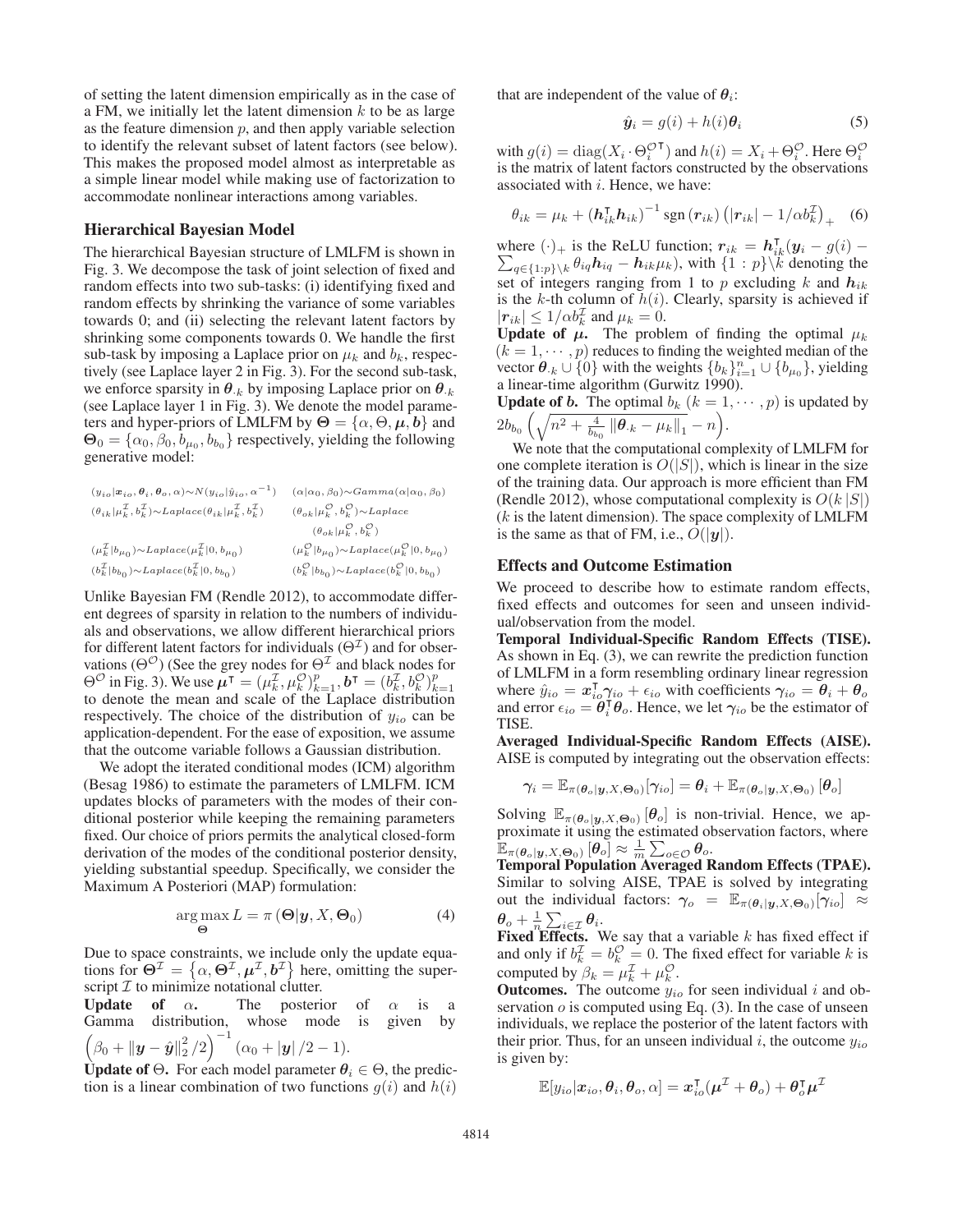of setting the latent dimension empirically as in the case of a FM, we initially let the latent dimension $k$ to be as large as the feature dimension $p$, and then apply variable selection to identify the relevant subset of latent factors (see below). This makes the proposed model almost as interpretable as a simple linear model while making use of factorization to accommodate nonlinear interactions among variables.

## Hierarchical Bayesian Model

The hierarchical Bayesian structure of LMLFM is shown in Fig. 3. We decompose the task of joint selection of fixed and random effects into two sub-tasks: (i) identifying fixed and random effects by shrinking the variance of some variables towards 0; and (ii) selecting the relevant latent factors by shrinking some components towards 0. We handle the first sub-task by imposing a Laplace prior on $\mu_k$ and $b_k$, respectively (see Laplace layer 2 in Fig. 3). For the second sub-task, we enforce sparsity in $\boldsymbol{\theta}_{\cdot k}$ by imposing Laplace prior on $\boldsymbol{\theta}_{\cdot k}$ (see Laplace layer 1 in Fig. 3). We denote the model parameters and hyper-priors of LMLFM by $\boldsymbol{\Theta} = \{\alpha, \Theta, \boldsymbol{\mu}, \boldsymbol{b}\}$ and $\boldsymbol{\Theta}_0 = \{\alpha_0, \beta_0, b_{\mu_0}, b_{b_0}\}$ respectively, yielding the following generative model:

$$
\begin{aligned}
&(y_{io}|\boldsymbol{x}_{io}, \boldsymbol{\theta}_i, \boldsymbol{\theta}_o, \alpha) \sim N(y_{io}|\hat{y}_{io}, \alpha^{-1}) && (\alpha|\alpha_0, \beta_0) \sim Gamma(\alpha|\alpha_0, \beta_0)\\
&(\theta_{ik}|\mu_k^{\mathcal{I}}, b_k^{\mathcal{I}}) \sim Laplace(\theta_{ik}|\mu_k^{\mathcal{I}}, b_k^{\mathcal{I}}) && (\theta_{ok}|\mu_k^{\mathcal{O}}, b_k^{\mathcal{O}}) \sim Laplace(\theta_{ok}|\mu_k^{\mathcal{O}}, b_k^{\mathcal{O}})\\
&(\mu_k^{\mathcal{I}}|b_{\mu_0}) \sim Laplace(\mu_k^{\mathcal{I}}|0, b_{\mu_0}) && (\mu_k^{\mathcal{O}}|b_{\mu_0}) \sim Laplace(\mu_k^{\mathcal{O}}|0, b_{\mu_0})\\
&(b_k^{\mathcal{I}}|b_{b_0}) \sim Laplace(b_k^{\mathcal{I}}|0, b_{b_0}) && (b_k^{\mathcal{O}}|b_{b_0}) \sim Laplace(b_k^{\mathcal{O}}|0, b_{b_0})
\end{aligned}
$$

Unlike Bayesian FM (Rendle 2012), to accommodate different degrees of sparsity in relation to the numbers of individuals and observations, we allow different hierarchical priors for different latent factors for individuals ($\Theta^{\mathcal{I}}$) and for observations ($\Theta^{\mathcal{O}}$) (See the grey nodes for $\Theta^{\mathcal{I}}$ and black nodes for $\Theta^{\mathcal{O}}$ in Fig. 3). We use $\boldsymbol{\mu}^{\mathsf{T}} = (\mu_k^{\mathcal{I}}, \mu_k^{\mathcal{O}})_{k=1}^p, \boldsymbol{b}^{\mathsf{T}} = (b_k^{\mathcal{I}}, b_k^{\mathcal{O}})_{k=1}^p$ to denote the mean and scale of the Laplace distribution respectively. The choice of the distribution of $y_{io}$ can be application-dependent. For the ease of exposition, we assume that the outcome variable follows a Gaussian distribution.

We adopt the iterated conditional modes (ICM) algorithm (Besag 1986) to estimate the parameters of LMLFM. ICM updates blocks of parameters with the modes of their conditional posterior while keeping the remaining parameters fixed. Our choice of priors permits the analytical closed-form derivation of the modes of the conditional posterior density, yielding substantial speedup. Specifically, we consider the Maximum A Posteriori (MAP) formulation:

$$\arg\max_{\boldsymbol{\Theta}} L = \pi\left(\boldsymbol{\Theta}|\boldsymbol{y}, X, \boldsymbol{\Theta}_0\right) \tag{4}$$

Due to space constraints, we include only the update equations for $\boldsymbol{\Theta}^{\mathcal{I}} = \left\{\alpha, \Theta^{\mathcal{I}}, \boldsymbol{\mu}^{\mathcal{I}}, \boldsymbol{b}^{\mathcal{I}}\right\}$ here, omitting the superscript $\mathcal{I}$ to minimize notational clutter.

**Update of $\alpha$.** The posterior of $\alpha$ is a Gamma distribution, whose mode is given by $\left(\beta_0 + \|\boldsymbol{y} - \hat{\boldsymbol{y}}\|_2^2/2\right)^{-1}(\alpha_0 + |\boldsymbol{y}|/2 - 1)$.

**Update of $\Theta$.** For each model parameter $\boldsymbol{\theta}_i \in \Theta$, the prediction is a linear combination of two functions $g(i)$ and $h(i)$ that are independent of the value of $\boldsymbol{\theta}_i$:

$$\hat{\boldsymbol{y}}_i = g(i) + h(i)\boldsymbol{\theta}_i \tag{5}$$

with $g(i) = \mathrm{diag}(X_i \cdot \Theta_i^{\mathcal{O}\mathsf{T}})$ and $h(i) = X_i + \Theta_i^{\mathcal{O}}$. Here $\Theta_i^{\mathcal{O}}$ is the matrix of latent factors constructed by the observations associated with $i$. Hence, we have:

$$\theta_{ik} = \mu_k + \left(\boldsymbol{h}_{ik}^{\mathsf{T}}\boldsymbol{h}_{ik}\right)^{-1}\mathrm{sgn}\left(\boldsymbol{r}_{ik}\right)\left(|\boldsymbol{r}_{ik}| - 1/\alpha b_k^{\mathcal{I}}\right)_+ \tag{6}$$

where $(\cdot)_+$ is the ReLU function; $\boldsymbol{r}_{ik} = \boldsymbol{h}_{ik}^{\mathsf{T}}(\boldsymbol{y}_i - g(i) - \sum_{q\in\{1:p\}\setminus k}\theta_{iq}\boldsymbol{h}_{iq} - \boldsymbol{h}_{ik}\mu_k)$, with $\{1:p\}\setminus k$ denoting the set of integers ranging from 1 to $p$ excluding $k$ and $\boldsymbol{h}_{ik}$ is the $k$-th column of $h(i)$. Clearly, sparsity is achieved if $|\boldsymbol{r}_{ik}| \leq 1/\alpha b_k^{\mathcal{I}}$ and $\mu_k = 0$.

**Update of $\boldsymbol{\mu}$.** The problem of finding the optimal $\mu_k$ $(k = 1, \cdots, p)$ reduces to finding the weighted median of the vector $\boldsymbol{\theta}_{\cdot k} \cup \{0\}$ with the weights $\{b_k\}_{i=1}^n \cup \{b_{\mu_0}\}$, yielding a linear-time algorithm (Gurwitz 1990).

**Update of $\boldsymbol{b}$.** The optimal $b_k$ $(k = 1, \cdots, p)$ is updated by $2b_{b_0}\left(\sqrt{n^2 + \frac{4}{b_{b_0}}\|\boldsymbol{\theta}_{\cdot k} - \mu_k\|_1} - n\right)$.

We note that the computational complexity of LMLFM for one complete iteration is $O(|S|)$, which is linear in the size of the training data. Our approach is more efficient than FM (Rendle 2012), whose computational complexity is $O(k\,|S|)$ ($k$ is the latent dimension). The space complexity of LMLFM is the same as that of FM, i.e., $O(|\boldsymbol{y}|)$.

## Effects and Outcome Estimation

We proceed to describe how to estimate random effects, fixed effects and outcomes for seen and unseen individual/observation from the model.

**Temporal Individual-Specific Random Effects (TISE).** As shown in Eq. (3), we can rewrite the prediction function of LMLFM in a form resembling ordinary linear regression where $\hat{y}_{io} = \boldsymbol{x}_{io}^{\mathsf{T}}\boldsymbol{\gamma}_{io} + \epsilon_{io}$ with coefficients $\boldsymbol{\gamma}_{io} = \boldsymbol{\theta}_i + \boldsymbol{\theta}_o$ and error $\epsilon_{io} = \boldsymbol{\theta}_i^{\mathsf{T}}\boldsymbol{\theta}_o$. Hence, we let $\boldsymbol{\gamma}_{io}$ be the estimator of TISE.

**Averaged Individual-Specific Random Effects (AISE).** AISE is computed by integrating out the observation effects:

$$\boldsymbol{\gamma}_i = \mathbb{E}_{\pi(\boldsymbol{\theta}_o|\boldsymbol{y},X,\boldsymbol{\Theta}_0)}[\boldsymbol{\gamma}_{io}] = \boldsymbol{\theta}_i + \mathbb{E}_{\pi(\boldsymbol{\theta}_o|\boldsymbol{y},X,\boldsymbol{\Theta}_0)}\left[\boldsymbol{\theta}_o\right]$$

Solving $\mathbb{E}_{\pi(\boldsymbol{\theta}_o|\boldsymbol{y},X,\boldsymbol{\Theta}_0)}\left[\boldsymbol{\theta}_o\right]$ is non-trivial. Hence, we approximate it using the estimated observation factors, where $\mathbb{E}_{\pi(\boldsymbol{\theta}_o|\boldsymbol{y},X,\boldsymbol{\Theta}_0)}\left[\boldsymbol{\theta}_o\right] \approx \frac{1}{m}\sum_{o\in\mathcal{O}}\boldsymbol{\theta}_o$.

**Temporal Population Averaged Random Effects (TPAE).** Similar to solving AISE, TPAE is solved by integrating out the individual factors: $\boldsymbol{\gamma}_o = \mathbb{E}_{\pi(\boldsymbol{\theta}_i|\boldsymbol{y},X,\boldsymbol{\Theta}_0)}[\boldsymbol{\gamma}_{io}] \approx \boldsymbol{\theta}_o + \frac{1}{n}\sum_{i\in\mathcal{I}}\boldsymbol{\theta}_i$.

**Fixed Effects.** We say that a variable $k$ has fixed effect if and only if $b_k^{\mathcal{I}} = b_k^{\mathcal{O}} = 0$. The fixed effect for variable $k$ is computed by $\beta_k = \mu_k^{\mathcal{I}} + \mu_k^{\mathcal{O}}$.

**Outcomes.** The outcome $y_{io}$ for seen individual $i$ and observation $o$ is computed using Eq. (3). In the case of unseen individuals, we replace the posterior of the latent factors with their prior. Thus, for an unseen individual $i$, the outcome $y_{io}$ is given by:

$$\mathbb{E}[y_{io}|\boldsymbol{x}_{io}, \boldsymbol{\theta}_i, \boldsymbol{\theta}_o, \alpha] = \boldsymbol{x}_{io}^{\mathsf{T}}(\boldsymbol{\mu}^{\mathcal{I}} + \boldsymbol{\theta}_o) + \boldsymbol{\theta}_o^{\mathsf{T}}\boldsymbol{\mu}^{\mathcal{I}}$$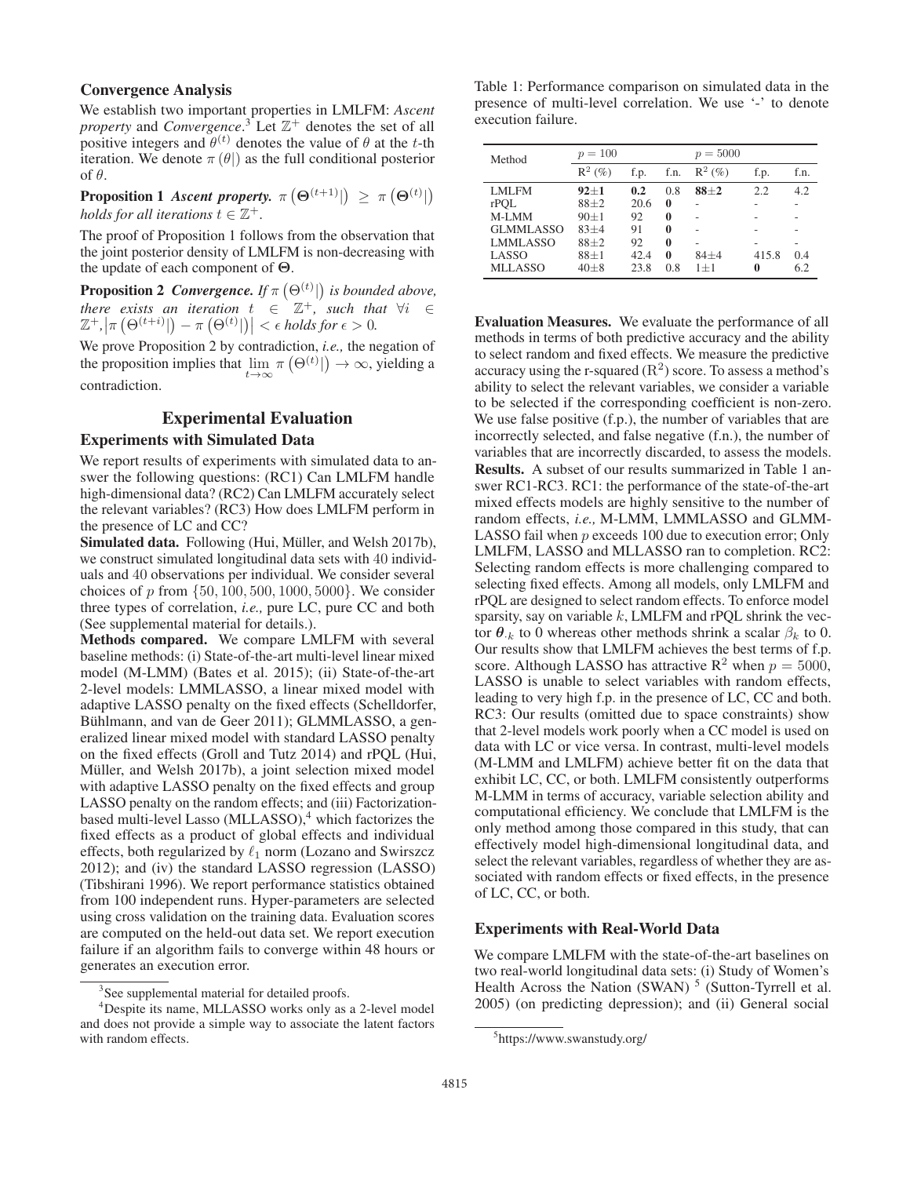### Convergence Analysis

We establish two important properties in LMLFM: *Ascent property* and *Convergence*.[3] Let $\mathbb{Z}^+$ denotes the set of all positive integers and $\theta^{(t)}$ denotes the value of $\theta$ at the $t$-th iteration. We denote $\pi(\theta|)$ as the full conditional posterior of $\theta$.

**Proposition 1** ***Ascent property.*** *$\pi\left(\boldsymbol{\Theta}^{(t+1)}|\right) \geq \pi\left(\boldsymbol{\Theta}^{(t)}|\right)$ holds for all iterations $t \in \mathbb{Z}^+$.*

The proof of Proposition 1 follows from the observation that the joint posterior density of LMLFM is non-decreasing with the update of each component of $\boldsymbol{\Theta}$.

**Proposition 2** ***Convergence.*** *If $\pi\left(\Theta^{(t)}|\right)$ is bounded above, there exists an iteration $t \in \mathbb{Z}^+$, such that $\forall i \in \mathbb{Z}^+, \left|\pi\left(\Theta^{(t+i)}|\right) - \pi\left(\Theta^{(t)}|\right)\right| < \epsilon$ holds for $\epsilon > 0$.*

We prove Proposition 2 by contradiction, *i.e.,* the negation of the proposition implies that $\lim_{t\to\infty} \pi\left(\Theta^{(t)}|\right) \to \infty$, yielding a contradiction.

## Experimental Evaluation

### Experiments with Simulated Data

We report results of experiments with simulated data to answer the following questions: (RC1) Can LMLFM handle high-dimensional data? (RC2) Can LMLFM accurately select the relevant variables? (RC3) How does LMLFM perform in the presence of LC and CC?

**Simulated data.** Following (Hui, Müller, and Welsh 2017b), we construct simulated longitudinal data sets with 40 individuals and 40 observations per individual. We consider several choices of $p$ from $\{50, 100, 500, 1000, 5000\}$. We consider three types of correlation, *i.e.,* pure LC, pure CC and both (See supplemental material for details.).

**Methods compared.** We compare LMLFM with several baseline methods: (i) State-of-the-art multi-level linear mixed model (M-LMM) (Bates et al. 2015); (ii) State-of-the-art 2-level models: LMMLASSO, a linear mixed model with adaptive LASSO penalty on the fixed effects (Schelldorfer, Bühlmann, and van de Geer 2011); GLMMLASSO, a generalized linear mixed model with standard LASSO penalty on the fixed effects (Groll and Tutz 2014) and rPQL (Hui, Müller, and Welsh 2017b), a joint selection mixed model with adaptive LASSO penalty on the fixed effects and group LASSO penalty on the random effects; and (iii) Factorization-based multi-level Lasso (MLLASSO),[4] which factorizes the fixed effects as a product of global effects and individual effects, both regularized by $\ell_1$ norm (Lozano and Swirszcz 2012); and (iv) the standard LASSO regression (LASSO) (Tibshirani 1996). We report performance statistics obtained from 100 independent runs. Hyper-parameters are selected using cross validation on the training data. Evaluation scores are computed on the held-out data set. We report execution failure if an algorithm fails to converge within 48 hours or generates an execution error.

[3] See supplemental material for detailed proofs.

[4] Despite its name, MLLASSO works only as a 2-level model and does not provide a simple way to associate the latent factors with random effects.

Table 1: Performance comparison on simulated data in the presence of multi-level correlation. We use '-' to denote execution failure.

| Method | $p = 100$ | | | $p = 5000$ | | |
|---|---|---|---|---|---|---|
| | $\mathrm{R}^2$ (%) | f.p. | f.n. | $\mathrm{R}^2$ (%) | f.p. | f.n. |
| LMLFM | **92±1** | **0.2** | 0.8 | **88±2** | 2.2 | 4.2 |
| rPQL | 88±2 | 20.6 | **0** | - | - | - |
| M-LMM | 90±1 | 92 | **0** | - | - | - |
| GLMMLASSO | 83±4 | 91 | **0** | - | - | - |
| LMMLASSO | 88±2 | 92 | **0** | - | - | - |
| LASSO | 88±1 | 42.4 | **0** | 84±4 | 415.8 | 0.4 |
| MLLASSO | 40±8 | 23.8 | 0.8 | 1±1 | **0** | 6.2 |

**Evaluation Measures.** We evaluate the performance of all methods in terms of both predictive accuracy and the ability to select random and fixed effects. We measure the predictive accuracy using the r-squared ($\mathrm{R}^2$) score. To assess a method's ability to select the relevant variables, we consider a variable to be selected if the corresponding coefficient is non-zero. We use false positive (f.p.), the number of variables that are incorrectly selected, and false negative (f.n.), the number of variables that are incorrectly discarded, to assess the models.

**Results.** A subset of our results summarized in Table 1 answer RC1-RC3. RC1: the performance of the state-of-the-art mixed effects models are highly sensitive to the number of random effects, *i.e.,* M-LMM, LMMLASSO and GLMMLASSO fail when $p$ exceeds 100 due to execution error; Only LMLFM, LASSO and MLLASSO ran to completion. RC2: Selecting random effects is more challenging compared to selecting fixed effects. Among all models, only LMLFM and rPQL are designed to select random effects. To enforce model sparsity, say on variable $k$, LMLFM and rPQL shrink the vector $\boldsymbol{\theta}_{\cdot k}$ to 0 whereas other methods shrink a scalar $\beta_k$ to 0. Our results show that LMLFM achieves the best terms of f.p. score. Although LASSO has attractive $\mathrm{R}^2$ when $p = 5000$, LASSO is unable to select variables with random effects, leading to very high f.p. in the presence of LC, CC and both. RC3: Our results (omitted due to space constraints) show that 2-level models work poorly when a CC model is used on data with LC or vice versa. In contrast, multi-level models (M-LMM and LMLFM) achieve better fit on the data that exhibit LC, CC, or both. LMLFM consistently outperforms M-LMM in terms of accuracy, variable selection ability and computational efficiency. We conclude that LMLFM is the only method among those compared in this study, that can effectively model high-dimensional longitudinal data, and select the relevant variables, regardless of whether they are associated with random effects or fixed effects, in the presence of LC, CC, or both.

### Experiments with Real-World Data

We compare LMLFM with the state-of-the-art baselines on two real-world longitudinal data sets: (i) Study of Women's Health Across the Nation (SWAN) [5] (Sutton-Tyrrell et al. 2005) (on predicting depression); and (ii) General social

[5] https://www.swanstudy.org/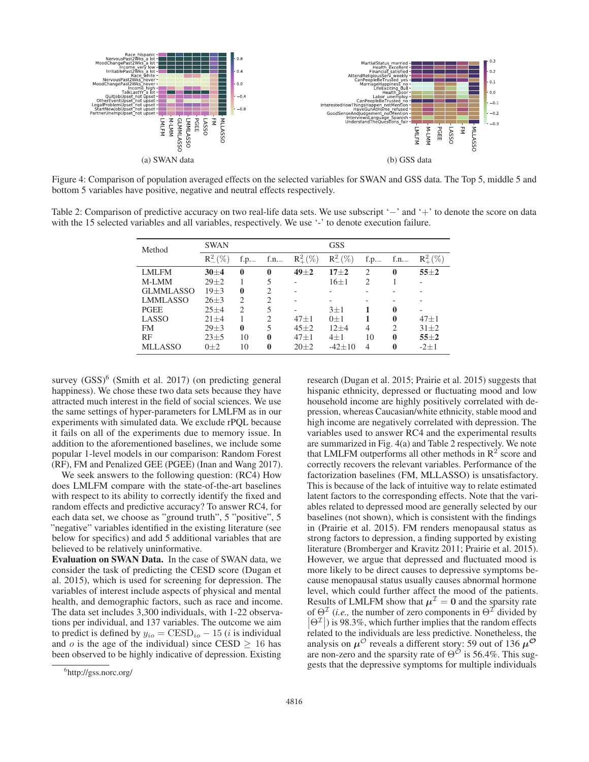Figure 4: Comparison of population averaged effects on the selected variables for SWAN and GSS data. The Top 5, middle 5 and bottom 5 variables have positive, negative and neutral effects respectively.

(a) SWAN data

(b) GSS data

Table 2: Comparison of predictive accuracy on two real-life data sets. We use subscript '$-$' and '$+$' to denote the score on data with the 15 selected variables and all variables, respectively. We use '-' to denote execution failure.

| Method | SWAN | | | | GSS | | | |
|---|---|---|---|---|---|---|---|---|
| | $R^2_-(\%)$ | f.p.$_-$ | f.n.$_-$ | $R^2_+(\%)$ | $R^2_-(\%)$ | f.p.$_-$ | f.n.$_-$ | $R^2_+(\%)$ |
| LMLFM | **30±4** | **0** | **0** | **49±2** | **17±2** | 2 | **0** | **55±2** |
| M-LMM | 29±2 | 1 | 5 | - | 16±1 | 2 | 1 | - |
| GLMMLASSO | 19±3 | **0** | 2 | - | - | - | - | - |
| LMMLASSO | 26±3 | 2 | 2 | - | - | - | - | - |
| PGEE | 25±4 | 2 | 5 | - | 3±1 | **1** | **0** | - |
| LASSO | 21±4 | 1 | 2 | 47±1 | 0±1 | **1** | **0** | 47±1 |
| FM | 29±3 | **0** | 5 | 45±2 | 12±4 | 4 | 2 | 31±2 |
| RF | 23±5 | 10 | **0** | 47±1 | 4±1 | 10 | **0** | **55±2** |
| MLLASSO | 0±2 | 10 | **0** | 20±2 | -42±10 | 4 | **0** | -2±1 |

survey (GSS)[6] (Smith et al. 2017) (on predicting general happiness). We chose these two data sets because they have attracted much interest in the field of social sciences. We use the same settings of hyper-parameters for LMLFM as in our experiments with simulated data. We exclude rPQL because it fails on all of the experiments due to memory issue. In addition to the aforementioned baselines, we include some popular 1-level models in our comparison: Random Forest (RF), FM and Penalized GEE (PGEE) (Inan and Wang 2017).

We seek answers to the following question: (RC4) How does LMLFM compare with the state-of-the-art baselines with respect to its ability to correctly identify the fixed and random effects and predictive accuracy? To answer RC4, for each data set, we choose as "ground truth", 5 "positive", 5 "negative" variables identified in the existing literature (see below for specifics) and add 5 additional variables that are believed to be relatively uninformative.

**Evaluation on SWAN Data.** In the case of SWAN data, we consider the task of predicting the CESD score (Dugan et al. 2015), which is used for screening for depression. The variables of interest include aspects of physical and mental health, and demographic factors, such as race and income. The data set includes 3,300 individuals, with 1-22 observations per individual, and 137 variables. The outcome we aim to predict is defined by $y_{io} = \text{CESD}_{io} - 15$ ($i$ is individual and $o$ is the age of the individual) since CESD $\geq 16$ has been observed to be highly indicative of depression. Existing research (Dugan et al. 2015; Prairie et al. 2015) suggests that hispanic ethnicity, depressed or fluctuating mood and low household income are highly positively correlated with depression, whereas Caucasian/white ethnicity, stable mood and high income are negatively correlated with depression. The variables used to answer RC4 and the experimental results are summarized in Fig. 4(a) and Table 2 respectively. We note that LMLFM outperforms all other methods in $R^2$ score and correctly recovers the relevant variables. Performance of the factorization baselines (FM, MLLASSO) is unsatisfactory. This is because of the lack of intuitive way to relate estimated latent factors to the corresponding effects. Note that the variables related to depressed mood are generally selected by our baselines (not shown), which is consistent with the findings in (Prairie et al. 2015). FM renders menopausal status as strong factors to depression, a finding supported by existing literature (Bromberger and Kravitz 2011; Prairie et al. 2015). However, we argue that depressed and fluctuated mood is more likely to be direct causes to depressive symptoms because menopausal status usually causes abnormal hormone level, which could further affect the mood of the patients. Results of LMLFM show that $\boldsymbol{\mu}^{\mathcal{I}} = \mathbf{0}$ and the sparsity rate of $\Theta^{\mathcal{I}}$ (*i.e.,* the number of zero components in $\Theta^{\mathcal{I}}$ divided by $|\Theta^{\mathcal{I}}|$) is 98.3%, which further implies that the random effects related to the individuals are less predictive. Nonetheless, the analysis on $\boldsymbol{\mu}^{\mathcal{O}}$ reveals a different story: 59 out of 136 $\boldsymbol{\mu}^{\mathcal{O}}$ are non-zero and the sparsity rate of $\Theta^{\mathcal{O}}$ is 56.4%. This suggests that the depressive symptoms for multiple individuals

[6] http://gss.norc.org/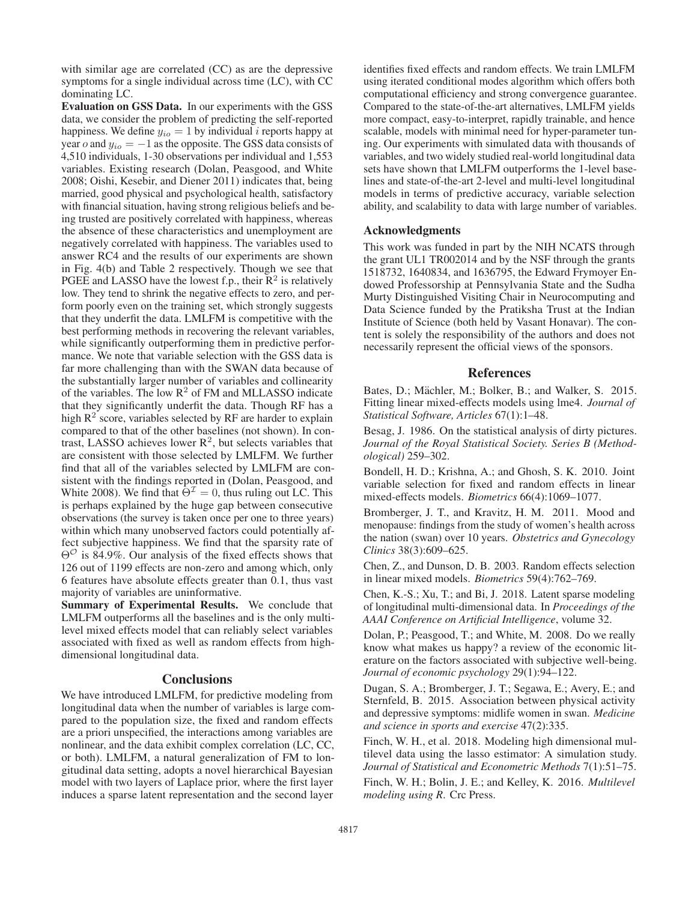with similar age are correlated (CC) as are the depressive symptoms for a single individual across time (LC), with CC dominating LC.

**Evaluation on GSS Data.** In our experiments with the GSS data, we consider the problem of predicting the self-reported happiness. We define $y_{io} = 1$ by individual $i$ reports happy at year $o$ and $y_{io} = -1$ as the opposite. The GSS data consists of 4,510 individuals, 1-30 observations per individual and 1,553 variables. Existing research (Dolan, Peasgood, and White 2008; Oishi, Kesebir, and Diener 2011) indicates that, being married, good physical and psychological health, satisfactory with financial situation, having strong religious beliefs and being trusted are positively correlated with happiness, whereas the absence of these characteristics and unemployment are negatively correlated with happiness. The variables used to answer RC4 and the results of our experiments are shown in Fig. 4(b) and Table 2 respectively. Though we see that PGEE and LASSO have the lowest f.p., their $R^2$ is relatively low. They tend to shrink the negative effects to zero, and perform poorly even on the training set, which strongly suggests that they underfit the data. LMLFM is competitive with the best performing methods in recovering the relevant variables, while significantly outperforming them in predictive performance. We note that variable selection with the GSS data is far more challenging than with the SWAN data because of the substantially larger number of variables and collinearity of the variables. The low $R^2$ of FM and MLLASSO indicate that they significantly underfit the data. Though RF has a high $R^2$ score, variables selected by RF are harder to explain compared to that of the other baselines (not shown). In contrast, LASSO achieves lower $R^2$, but selects variables that are consistent with those selected by LMLFM. We further find that all of the variables selected by LMLFM are consistent with the findings reported in (Dolan, Peasgood, and White 2008). We find that $\Theta^{\mathcal{I}} = 0$, thus ruling out LC. This is perhaps explained by the huge gap between consecutive observations (the survey is taken once per one to three years) within which many unobserved factors could potentially affect subjective happiness. We find that the sparsity rate of $\Theta^{\mathcal{O}}$ is 84.9%. Our analysis of the fixed effects shows that 126 out of 1199 effects are non-zero and among which, only 6 features have absolute effects greater than 0.1, thus vast majority of variables are uninformative.

**Summary of Experimental Results.** We conclude that LMLFM outperforms all the baselines and is the only multi-level mixed effects model that can reliably select variables associated with fixed as well as random effects from high-dimensional longitudinal data.

## Conclusions

We have introduced LMLFM, for predictive modeling from longitudinal data when the number of variables is large compared to the population size, the fixed and random effects are a priori unspecified, the interactions among variables are nonlinear, and the data exhibit complex correlation (LC, CC, or both). LMLFM, a natural generalization of FM to longitudinal data setting, adopts a novel hierarchical Bayesian model with two layers of Laplace prior, where the first layer induces a sparse latent representation and the second layer identifies fixed effects and random effects. We train LMLFM using iterated conditional modes algorithm which offers both computational efficiency and strong convergence guarantee. Compared to the state-of-the-art alternatives, LMLFM yields more compact, easy-to-interpret, rapidly trainable, and hence scalable, models with minimal need for hyper-parameter tuning. Our experiments with simulated data with thousands of variables, and two widely studied real-world longitudinal data sets have shown that LMLFM outperforms the 1-level baselines and state-of-the-art 2-level and multi-level longitudinal models in terms of predictive accuracy, variable selection ability, and scalability to data with large number of variables.

### Acknowledgments

This work was funded in part by the NIH NCATS through the grant UL1 TR002014 and by the NSF through the grants 1518732, 1640834, and 1636795, the Edward Frymoyer Endowed Professorship at Pennsylvania State and the Sudha Murty Distinguished Visiting Chair in Neurocomputing and Data Science funded by the Pratiksha Trust at the Indian Institute of Science (both held by Vasant Honavar). The content is solely the responsibility of the authors and does not necessarily represent the official views of the sponsors.

## References

Bates, D.; Mächler, M.; Bolker, B.; and Walker, S. 2015. Fitting linear mixed-effects models using lme4. *Journal of Statistical Software, Articles* 67(1):1–48.

Besag, J. 1986. On the statistical analysis of dirty pictures. *Journal of the Royal Statistical Society. Series B (Methodological)* 259–302.

Bondell, H. D.; Krishna, A.; and Ghosh, S. K. 2010. Joint variable selection for fixed and random effects in linear mixed-effects models. *Biometrics* 66(4):1069–1077.

Bromberger, J. T., and Kravitz, H. M. 2011. Mood and menopause: findings from the study of women's health across the nation (swan) over 10 years. *Obstetrics and Gynecology Clinics* 38(3):609–625.

Chen, Z., and Dunson, D. B. 2003. Random effects selection in linear mixed models. *Biometrics* 59(4):762–769.

Chen, K.-S.; Xu, T.; and Bi, J. 2018. Latent sparse modeling of longitudinal multi-dimensional data. In *Proceedings of the AAAI Conference on Artificial Intelligence*, volume 32.

Dolan, P.; Peasgood, T.; and White, M. 2008. Do we really know what makes us happy? a review of the economic literature on the factors associated with subjective well-being. *Journal of economic psychology* 29(1):94–122.

Dugan, S. A.; Bromberger, J. T.; Segawa, E.; Avery, E.; and Sternfeld, B. 2015. Association between physical activity and depressive symptoms: midlife women in swan. *Medicine and science in sports and exercise* 47(2):335.

Finch, W. H., et al. 2018. Modeling high dimensional multilevel data using the lasso estimator: A simulation study. *Journal of Statistical and Econometric Methods* 7(1):51–75.

Finch, W. H.; Bolin, J. E.; and Kelley, K. 2016. *Multilevel modeling using R*. Crc Press.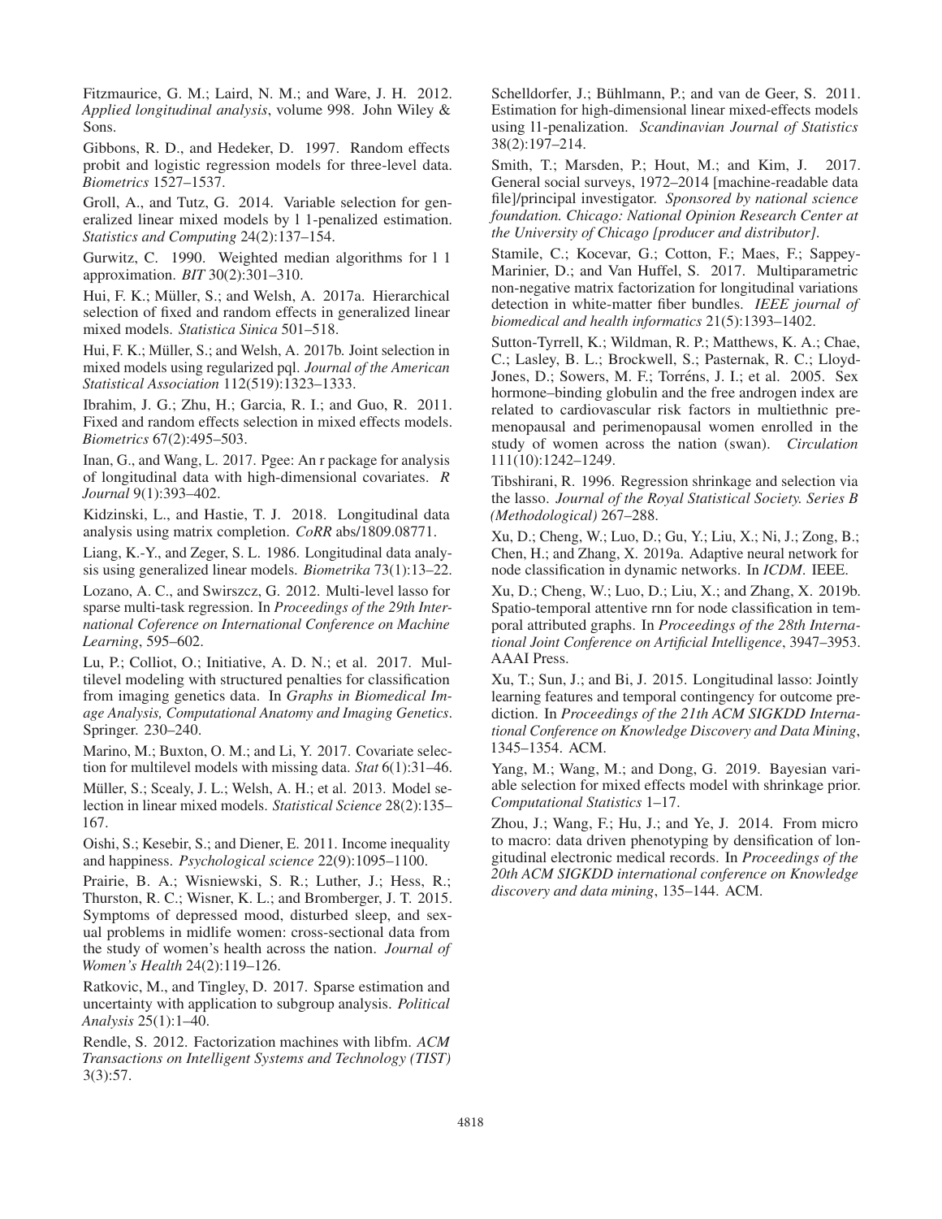Fitzmaurice, G. M.; Laird, N. M.; and Ware, J. H. 2012. *Applied longitudinal analysis*, volume 998. John Wiley & Sons.

Gibbons, R. D., and Hedeker, D. 1997. Random effects probit and logistic regression models for three-level data. *Biometrics* 1527–1537.

Groll, A., and Tutz, G. 2014. Variable selection for generalized linear mixed models by l 1-penalized estimation. *Statistics and Computing* 24(2):137–154.

Gurwitz, C. 1990. Weighted median algorithms for l 1 approximation. *BIT* 30(2):301–310.

Hui, F. K.; Müller, S.; and Welsh, A. 2017a. Hierarchical selection of fixed and random effects in generalized linear mixed models. *Statistica Sinica* 501–518.

Hui, F. K.; Müller, S.; and Welsh, A. 2017b. Joint selection in mixed models using regularized pql. *Journal of the American Statistical Association* 112(519):1323–1333.

Ibrahim, J. G.; Zhu, H.; Garcia, R. I.; and Guo, R. 2011. Fixed and random effects selection in mixed effects models. *Biometrics* 67(2):495–503.

Inan, G., and Wang, L. 2017. Pgee: An r package for analysis of longitudinal data with high-dimensional covariates. *R Journal* 9(1):393–402.

Kidzinski, L., and Hastie, T. J. 2018. Longitudinal data analysis using matrix completion. *CoRR* abs/1809.08771.

Liang, K.-Y., and Zeger, S. L. 1986. Longitudinal data analysis using generalized linear models. *Biometrika* 73(1):13–22.

Lozano, A. C., and Swirszcz, G. 2012. Multi-level lasso for sparse multi-task regression. In *Proceedings of the 29th International Coference on International Conference on Machine Learning*, 595–602.

Lu, P.; Colliot, O.; Initiative, A. D. N.; et al. 2017. Multilevel modeling with structured penalties for classification from imaging genetics data. In *Graphs in Biomedical Image Analysis, Computational Anatomy and Imaging Genetics*. Springer. 230–240.

Marino, M.; Buxton, O. M.; and Li, Y. 2017. Covariate selection for multilevel models with missing data. *Stat* 6(1):31–46.

Müller, S.; Scealy, J. L.; Welsh, A. H.; et al. 2013. Model selection in linear mixed models. *Statistical Science* 28(2):135–167.

Oishi, S.; Kesebir, S.; and Diener, E. 2011. Income inequality and happiness. *Psychological science* 22(9):1095–1100.

Prairie, B. A.; Wisniewski, S. R.; Luther, J.; Hess, R.; Thurston, R. C.; Wisner, K. L.; and Bromberger, J. T. 2015. Symptoms of depressed mood, disturbed sleep, and sexual problems in midlife women: cross-sectional data from the study of women's health across the nation. *Journal of Women's Health* 24(2):119–126.

Ratkovic, M., and Tingley, D. 2017. Sparse estimation and uncertainty with application to subgroup analysis. *Political Analysis* 25(1):1–40.

Rendle, S. 2012. Factorization machines with libfm. *ACM Transactions on Intelligent Systems and Technology (TIST)* 3(3):57.

Schelldorfer, J.; Bühlmann, P.; and van de Geer, S. 2011. Estimation for high-dimensional linear mixed-effects models using l1-penalization. *Scandinavian Journal of Statistics* 38(2):197–214.

Smith, T.; Marsden, P.; Hout, M.; and Kim, J. 2017. General social surveys, 1972–2014 [machine-readable data file]/principal investigator. *Sponsored by national science foundation. Chicago: National Opinion Research Center at the University of Chicago [producer and distributor].*

Stamile, C.; Kocevar, G.; Cotton, F.; Maes, F.; Sappey-Marinier, D.; and Van Huffel, S. 2017. Multiparametric non-negative matrix factorization for longitudinal variations detection in white-matter fiber bundles. *IEEE journal of biomedical and health informatics* 21(5):1393–1402.

Sutton-Tyrrell, K.; Wildman, R. P.; Matthews, K. A.; Chae, C.; Lasley, B. L.; Brockwell, S.; Pasternak, R. C.; Lloyd-Jones, D.; Sowers, M. F.; Torréns, J. I.; et al. 2005. Sex hormone–binding globulin and the free androgen index are related to cardiovascular risk factors in multiethnic premenopausal and perimenopausal women enrolled in the study of women across the nation (swan). *Circulation* 111(10):1242–1249.

Tibshirani, R. 1996. Regression shrinkage and selection via the lasso. *Journal of the Royal Statistical Society. Series B (Methodological)* 267–288.

Xu, D.; Cheng, W.; Luo, D.; Gu, Y.; Liu, X.; Ni, J.; Zong, B.; Chen, H.; and Zhang, X. 2019a. Adaptive neural network for node classification in dynamic networks. In *ICDM*. IEEE.

Xu, D.; Cheng, W.; Luo, D.; Liu, X.; and Zhang, X. 2019b. Spatio-temporal attentive rnn for node classification in temporal attributed graphs. In *Proceedings of the 28th International Joint Conference on Artificial Intelligence*, 3947–3953. AAAI Press.

Xu, T.; Sun, J.; and Bi, J. 2015. Longitudinal lasso: Jointly learning features and temporal contingency for outcome prediction. In *Proceedings of the 21th ACM SIGKDD International Conference on Knowledge Discovery and Data Mining*, 1345–1354. ACM.

Yang, M.; Wang, M.; and Dong, G. 2019. Bayesian variable selection for mixed effects model with shrinkage prior. *Computational Statistics* 1–17.

Zhou, J.; Wang, F.; Hu, J.; and Ye, J. 2014. From micro to macro: data driven phenotyping by densification of longitudinal electronic medical records. In *Proceedings of the 20th ACM SIGKDD international conference on Knowledge discovery and data mining*, 135–144. ACM.